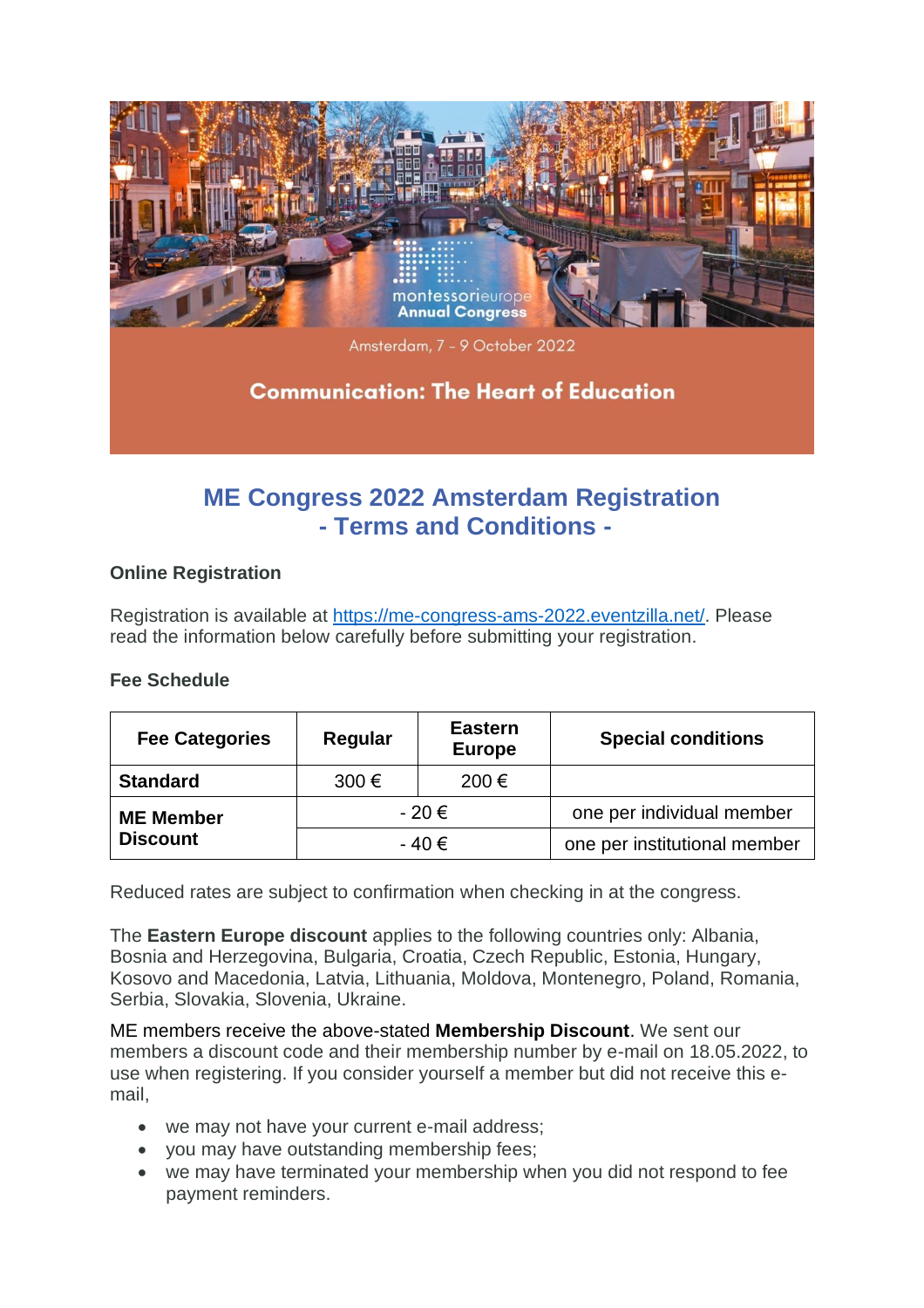montessorieurope Annual Congress

Amsterdam, 7 - 9 October 2022

**Communication: The Heart of Education**

# ME Congress 2022 Amsterdam Registration - Terms and Conditions -

### Online Registration

Registration is available at https://me-congress-ams-2022.eventzilla.net/. Please read the information below carefully before submitting your registration.

### Fee Schedule

| Fee Categories | Regular | Eastern Europe | Special conditions |
|---|---|---|---|
| **Standard** | 300 € | 200 € | |
| **ME Member Discount** | - 20 € | | one per individual member |
| | - 40 € | | one per institutional member |

Reduced rates are subject to confirmation when checking in at the congress.

The **Eastern Europe discount** applies to the following countries only: Albania, Bosnia and Herzegovina, Bulgaria, Croatia, Czech Republic, Estonia, Hungary, Kosovo and Macedonia, Latvia, Lithuania, Moldova, Montenegro, Poland, Romania, Serbia, Slovakia, Slovenia, Ukraine.

ME members receive the above-stated **Membership Discount**. We sent our members a discount code and their membership number by e-mail on 18.05.2022, to use when registering. If you consider yourself a member but did not receive this e-mail,

- we may not have your current e-mail address;
- you may have outstanding membership fees;
- we may have terminated your membership when you did not respond to fee payment reminders.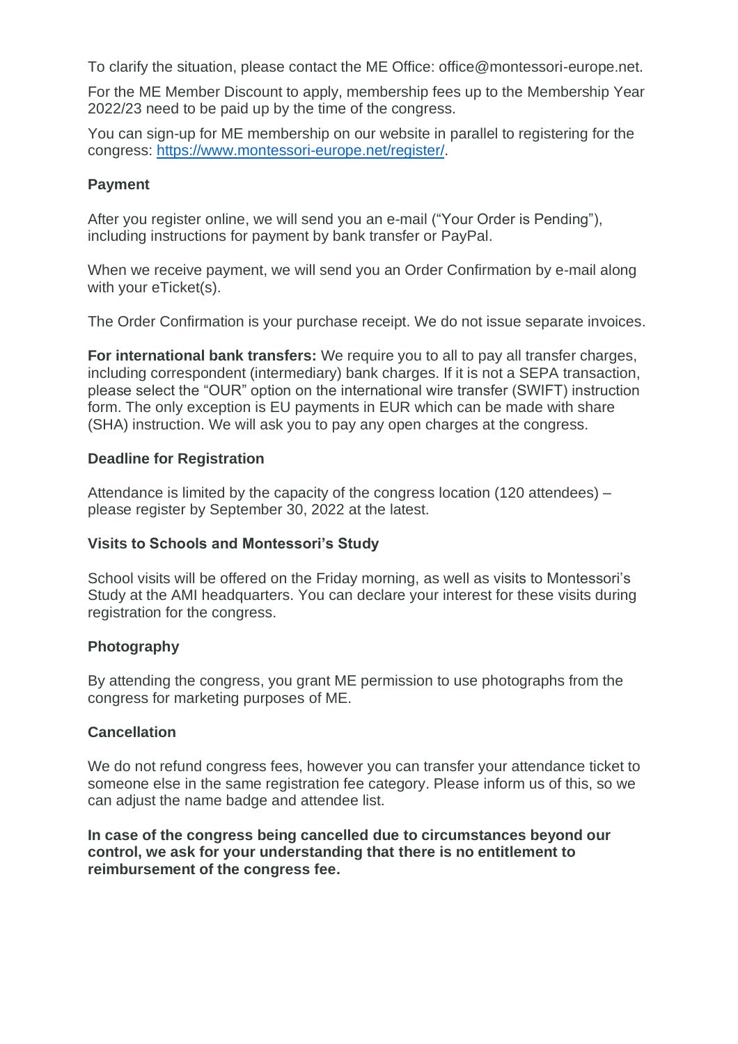To clarify the situation, please contact the ME Office: office@montessori-europe.net.

For the ME Member Discount to apply, membership fees up to the Membership Year 2022/23 need to be paid up by the time of the congress.

You can sign-up for ME membership on our website in parallel to registering for the congress: [https://www.montessori-europe.net/register/](https://www.montessori-europe.net/register/).

**Payment**

After you register online, we will send you an e-mail ("Your Order is Pending"), including instructions for payment by bank transfer or PayPal.

When we receive payment, we will send you an Order Confirmation by e-mail along with your eTicket(s).

The Order Confirmation is your purchase receipt. We do not issue separate invoices.

**For international bank transfers:** We require you to all to pay all transfer charges, including correspondent (intermediary) bank charges. If it is not a SEPA transaction, please select the "OUR" option on the international wire transfer (SWIFT) instruction form. The only exception is EU payments in EUR which can be made with share (SHA) instruction. We will ask you to pay any open charges at the congress.

**Deadline for Registration**

Attendance is limited by the capacity of the congress location (120 attendees) – please register by September 30, 2022 at the latest.

**Visits to Schools and Montessori's Study**

School visits will be offered on the Friday morning, as well as visits to Montessori's Study at the AMI headquarters. You can declare your interest for these visits during registration for the congress.

**Photography**

By attending the congress, you grant ME permission to use photographs from the congress for marketing purposes of ME.

**Cancellation**

We do not refund congress fees, however you can transfer your attendance ticket to someone else in the same registration fee category. Please inform us of this, so we can adjust the name badge and attendee list.

**In case of the congress being cancelled due to circumstances beyond our control, we ask for your understanding that there is no entitlement to reimbursement of the congress fee.**